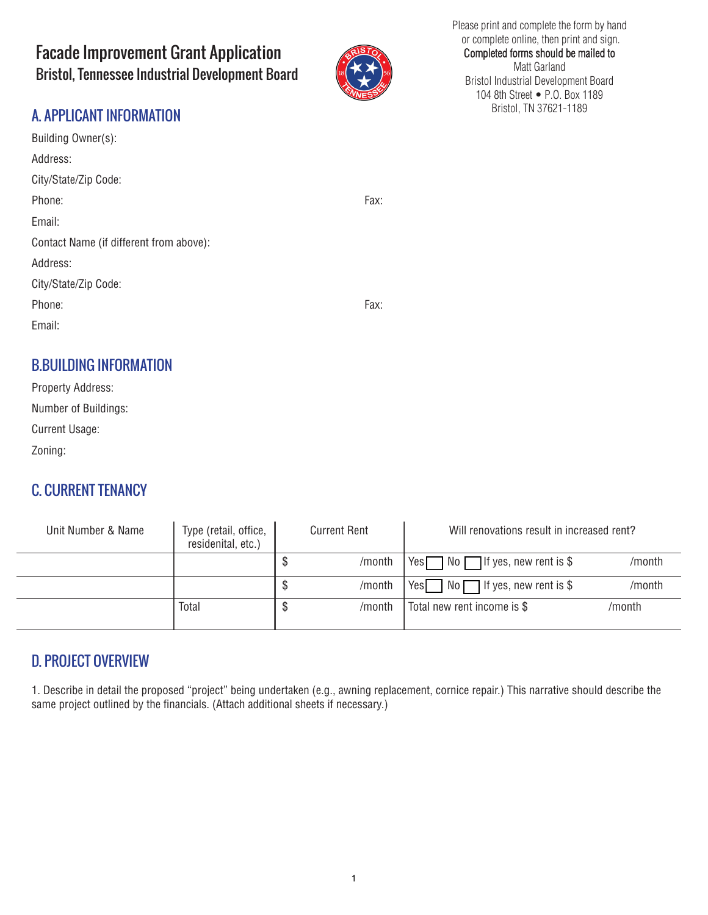# Facade Improvement Grant Application

## Bristol, Tennessee Industrial Development Board

Please print and complete the form by hand or complete online, then print and sign.
**Completed forms should be mailed to**
Matt Garland
Bristol Industrial Development Board
104 8th Street • P.O. Box 1189
Bristol, TN 37621-1189

## A. APPLICANT INFORMATION

Building Owner(s):

Address:

City/State/Zip Code:

Phone: Fax:

Email:

Contact Name (if different from above):

Address:

City/State/Zip Code:

Phone: Fax:

Email:

## B.BUILDING INFORMATION

Property Address:

Number of Buildings:

Current Usage:

Zoning:

## C. CURRENT TENANCY

| Unit Number & Name | Type (retail, office, residential, etc.) | Current Rent | Will renovations result in increased rent? |
|---|---|---|---|
| | | $ /month | Yes ☐ No ☐ If yes, new rent is $ /month |
| | | $ /month | Yes ☐ No ☐ If yes, new rent is $ /month |
| | Total | $ /month | Total new rent income is $ /month |

## D. PROJECT OVERVIEW

1. Describe in detail the proposed "project" being undertaken (e.g., awning replacement, cornice repair.) This narrative should describe the same project outlined by the financials. (Attach additional sheets if necessary.)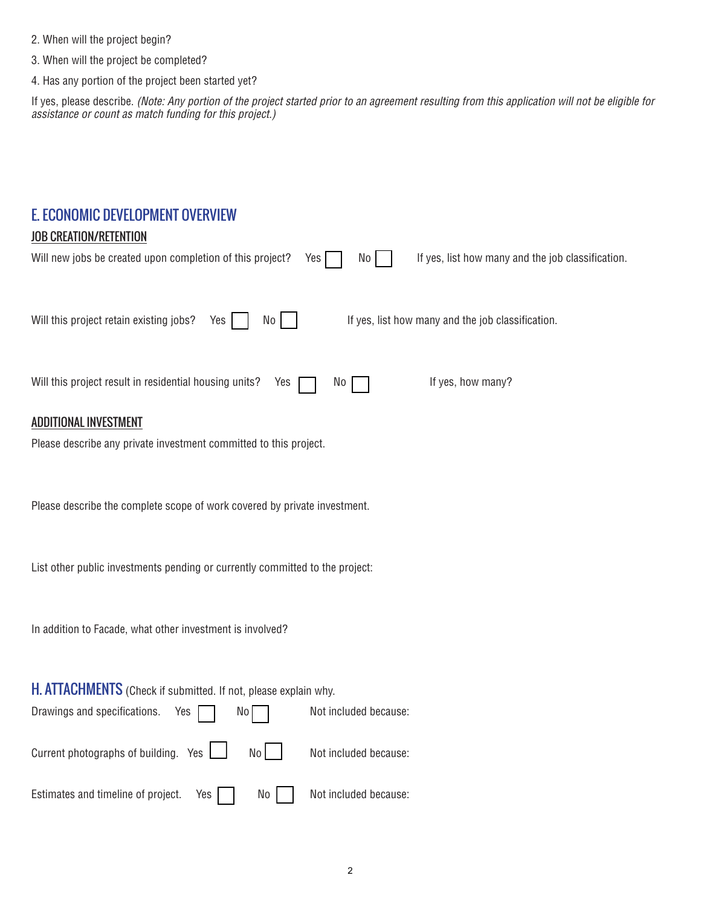2. When will the project begin?

3. When will the project be completed?

4. Has any portion of the project been started yet?

If yes, please describe. *(Note: Any portion of the project started prior to an agreement resulting from this application will not be eligible for assistance or count as match funding for this project.)*

## E. ECONOMIC DEVELOPMENT OVERVIEW

### JOB CREATION/RETENTION

Will new jobs be created upon completion of this project? Yes ☐ No ☐ If yes, list how many and the job classification.

Will this project retain existing jobs? Yes ☐ No ☐ If yes, list how many and the job classification.

Will this project result in residential housing units? Yes ☐ No ☐ If yes, how many?

### ADDITIONAL INVESTMENT

Please describe any private investment committed to this project.

Please describe the complete scope of work covered by private investment.

List other public investments pending or currently committed to the project:

In addition to Facade, what other investment is involved?

## H. ATTACHMENTS (Check if submitted. If not, please explain why.

Drawings and specifications. Yes ☐ No ☐ Not included because:

Current photographs of building. Yes ☐ No ☐ Not included because:

Estimates and timeline of project. Yes ☐ No ☐ Not included because: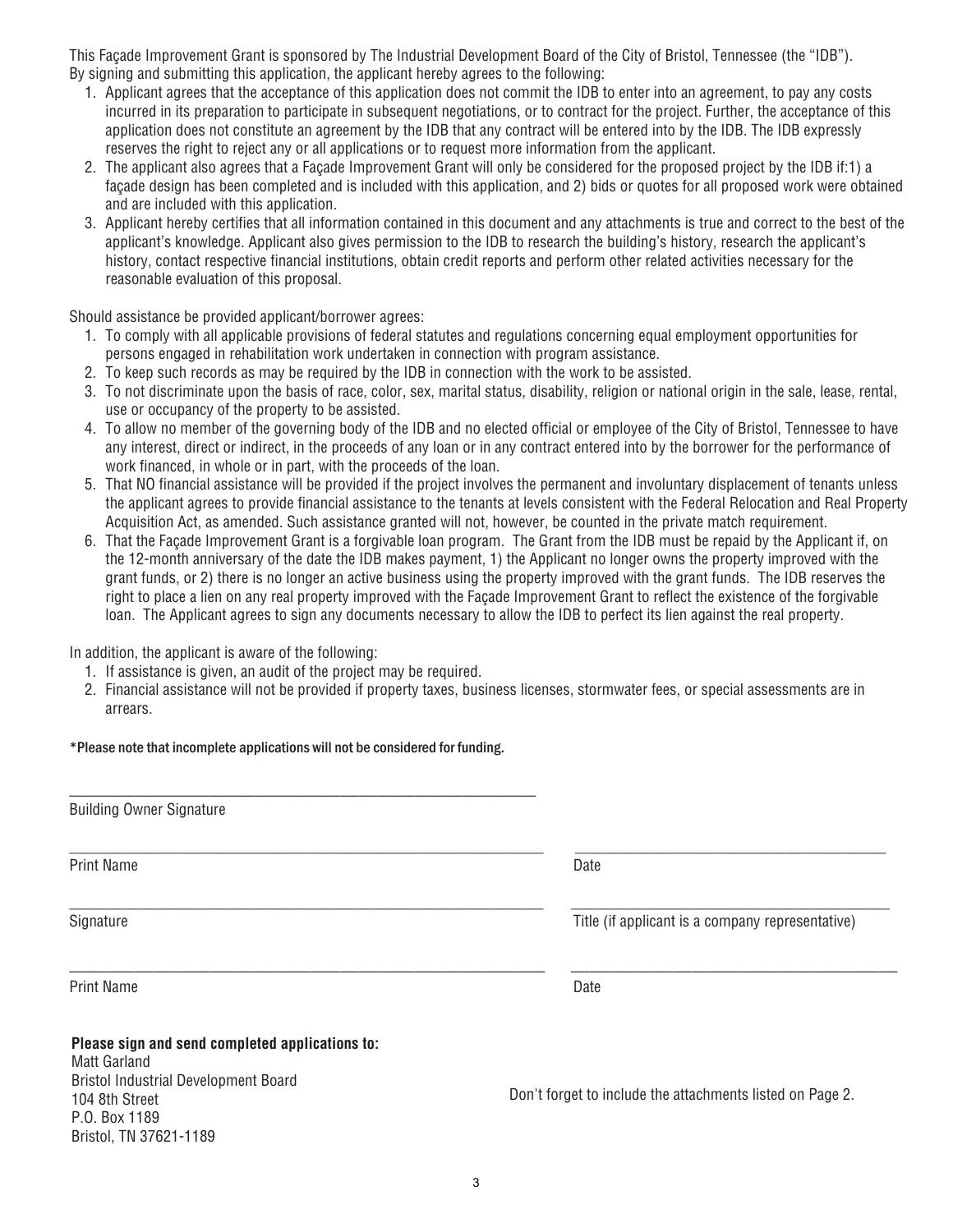This Façade Improvement Grant is sponsored by The Industrial Development Board of the City of Bristol, Tennessee (the "IDB"). By signing and submitting this application, the applicant hereby agrees to the following:

1. Applicant agrees that the acceptance of this application does not commit the IDB to enter into an agreement, to pay any costs incurred in its preparation to participate in subsequent negotiations, or to contract for the project. Further, the acceptance of this application does not constitute an agreement by the IDB that any contract will be entered into by the IDB. The IDB expressly reserves the right to reject any or all applications or to request more information from the applicant.
2. The applicant also agrees that a Façade Improvement Grant will only be considered for the proposed project by the IDB if:1) a façade design has been completed and is included with this application, and 2) bids or quotes for all proposed work were obtained and are included with this application.
3. Applicant hereby certifies that all information contained in this document and any attachments is true and correct to the best of the applicant's knowledge. Applicant also gives permission to the IDB to research the building's history, research the applicant's history, contact respective financial institutions, obtain credit reports and perform other related activities necessary for the reasonable evaluation of this proposal.

Should assistance be provided applicant/borrower agrees:

1. To comply with all applicable provisions of federal statutes and regulations concerning equal employment opportunities for persons engaged in rehabilitation work undertaken in connection with program assistance.
2. To keep such records as may be required by the IDB in connection with the work to be assisted.
3. To not discriminate upon the basis of race, color, sex, marital status, disability, religion or national origin in the sale, lease, rental, use or occupancy of the property to be assisted.
4. To allow no member of the governing body of the IDB and no elected official or employee of the City of Bristol, Tennessee to have any interest, direct or indirect, in the proceeds of any loan or in any contract entered into by the borrower for the performance of work financed, in whole or in part, with the proceeds of the loan.
5. That NO financial assistance will be provided if the project involves the permanent and involuntary displacement of tenants unless the applicant agrees to provide financial assistance to the tenants at levels consistent with the Federal Relocation and Real Property Acquisition Act, as amended. Such assistance granted will not, however, be counted in the private match requirement.
6. That the Façade Improvement Grant is a forgivable loan program. The Grant from the IDB must be repaid by the Applicant if, on the 12-month anniversary of the date the IDB makes payment, 1) the Applicant no longer owns the property improved with the grant funds, or 2) there is no longer an active business using the property improved with the grant funds. The IDB reserves the right to place a lien on any real property improved with the Façade Improvement Grant to reflect the existence of the forgivable loan. The Applicant agrees to sign any documents necessary to allow the IDB to perfect its lien against the real property.

In addition, the applicant is aware of the following:

1. If assistance is given, an audit of the project may be required.
2. Financial assistance will not be provided if property taxes, business licenses, stormwater fees, or special assessments are in arrears.

*Please note that incomplete applications will not be considered for funding.

\_\_\_\_\_\_\_\_\_\_\_\_\_\_\_\_\_\_\_\_\_\_\_\_\_\_\_\_\_\_\_\_\_\_\_\_\_\_\_\_\_\_\_\_

Building Owner Signature

\_\_\_\_\_\_\_\_\_\_\_\_\_\_\_\_\_\_\_\_\_\_\_\_\_\_\_\_\_\_\_\_\_\_\_\_\_\_\_\_\_\_\_\_ \_\_\_\_\_\_\_\_\_\_\_\_\_\_\_\_\_\_\_\_\_\_\_\_\_\_\_\_\_\_

Print Name Date

\_\_\_\_\_\_\_\_\_\_\_\_\_\_\_\_\_\_\_\_\_\_\_\_\_\_\_\_\_\_\_\_\_\_\_\_\_\_\_\_\_\_\_\_ \_\_\_\_\_\_\_\_\_\_\_\_\_\_\_\_\_\_\_\_\_\_\_\_\_\_\_\_\_\_

Signature Title (if applicant is a company representative)

\_\_\_\_\_\_\_\_\_\_\_\_\_\_\_\_\_\_\_\_\_\_\_\_\_\_\_\_\_\_\_\_\_\_\_\_\_\_\_\_\_\_\_\_ \_\_\_\_\_\_\_\_\_\_\_\_\_\_\_\_\_\_\_\_\_\_\_\_\_\_\_\_\_\_

Print Name Date

**Please sign and send completed applications to:**
Matt Garland
Bristol Industrial Development Board
104 8th Street
P.O. Box 1189
Bristol, TN 37621-1189

Don't forget to include the attachments listed on Page 2.